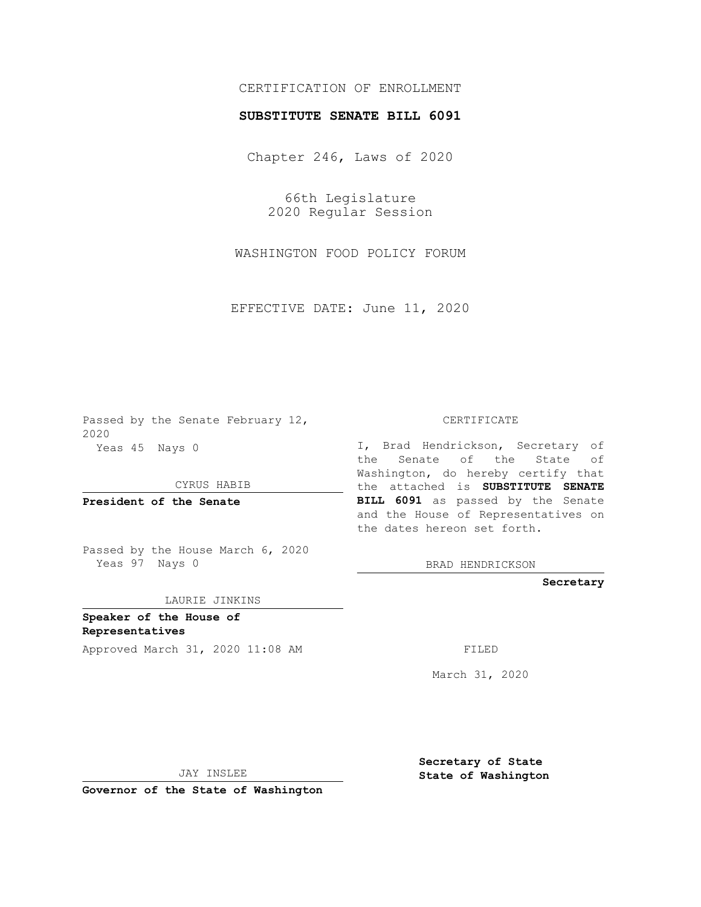CERTIFICATION OF ENROLLMENT

**SUBSTITUTE SENATE BILL 6091**

Chapter 246, Laws of 2020

66th Legislature
2020 Regular Session

WASHINGTON FOOD POLICY FORUM

EFFECTIVE DATE: June 11, 2020

Passed by the Senate February 12, 2020
Yeas 45 Nays 0

CYRUS HABIB

**President of the Senate**

Passed by the House March 6, 2020
Yeas 97 Nays 0

LAURIE JINKINS

**Speaker of the House of Representatives**

Approved March 31, 2020 11:08 AM

JAY INSLEE

**Governor of the State of Washington**

CERTIFICATE

I, Brad Hendrickson, Secretary of the Senate of the State of Washington, do hereby certify that the attached is **SUBSTITUTE SENATE BILL 6091** as passed by the Senate and the House of Representatives on the dates hereon set forth.

BRAD HENDRICKSON

**Secretary**

FILED

March 31, 2020

**Secretary of State**
**State of Washington**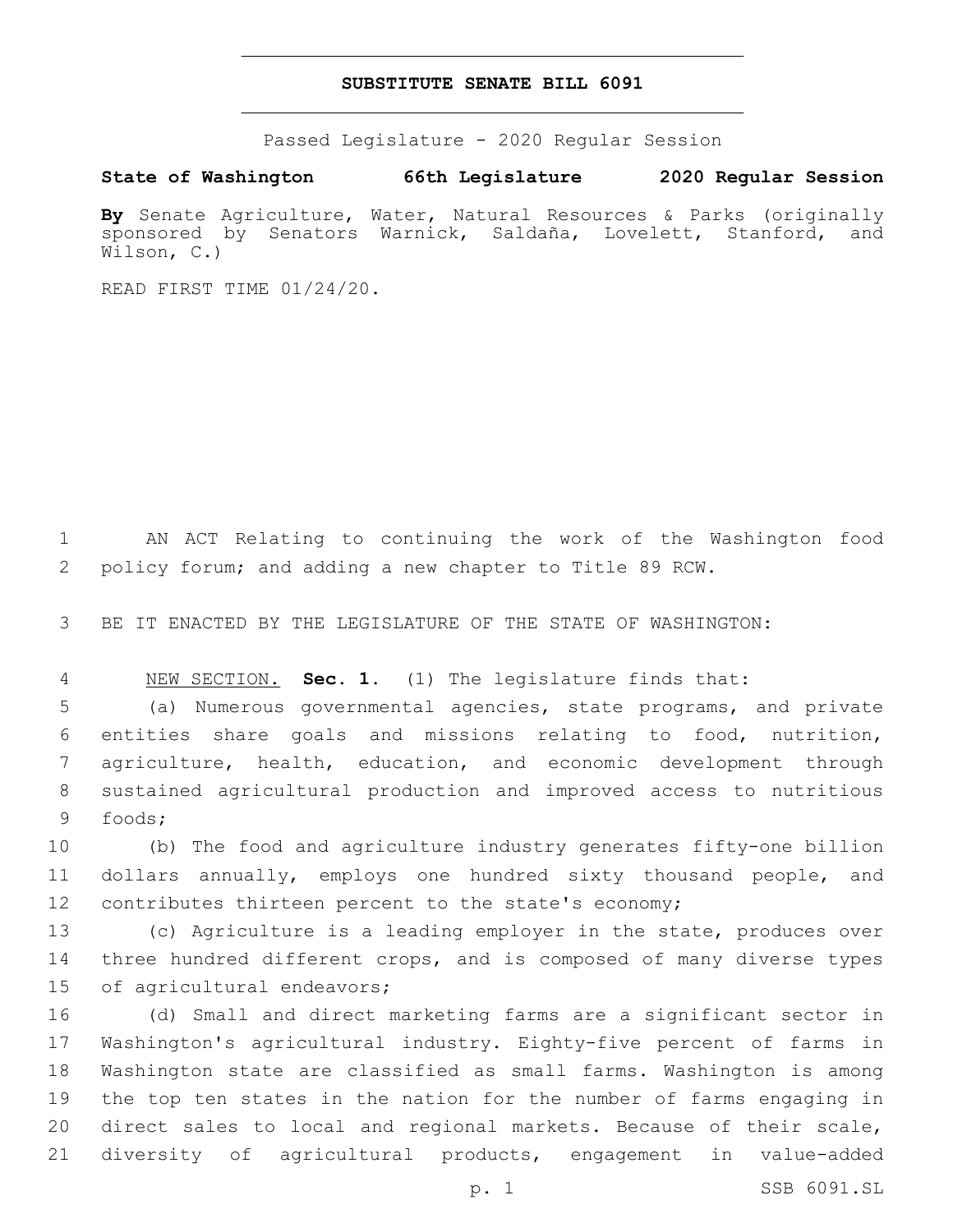# SUBSTITUTE SENATE BILL 6091

Passed Legislature - 2020 Regular Session

**State of Washington 66th Legislature 2020 Regular Session**

**By** Senate Agriculture, Water, Natural Resources & Parks (originally sponsored by Senators Warnick, Saldaña, Lovelett, Stanford, and Wilson, C.)

READ FIRST TIME 01/24/20.

AN ACT Relating to continuing the work of the Washington food policy forum; and adding a new chapter to Title 89 RCW.

BE IT ENACTED BY THE LEGISLATURE OF THE STATE OF WASHINGTON:

NEW SECTION. **Sec. 1.** (1) The legislature finds that:

(a) Numerous governmental agencies, state programs, and private entities share goals and missions relating to food, nutrition, agriculture, health, education, and economic development through sustained agricultural production and improved access to nutritious foods;

(b) The food and agriculture industry generates fifty-one billion dollars annually, employs one hundred sixty thousand people, and contributes thirteen percent to the state's economy;

(c) Agriculture is a leading employer in the state, produces over three hundred different crops, and is composed of many diverse types of agricultural endeavors;

(d) Small and direct marketing farms are a significant sector in Washington's agricultural industry. Eighty-five percent of farms in Washington state are classified as small farms. Washington is among the top ten states in the nation for the number of farms engaging in direct sales to local and regional markets. Because of their scale, diversity of agricultural products, engagement in value-added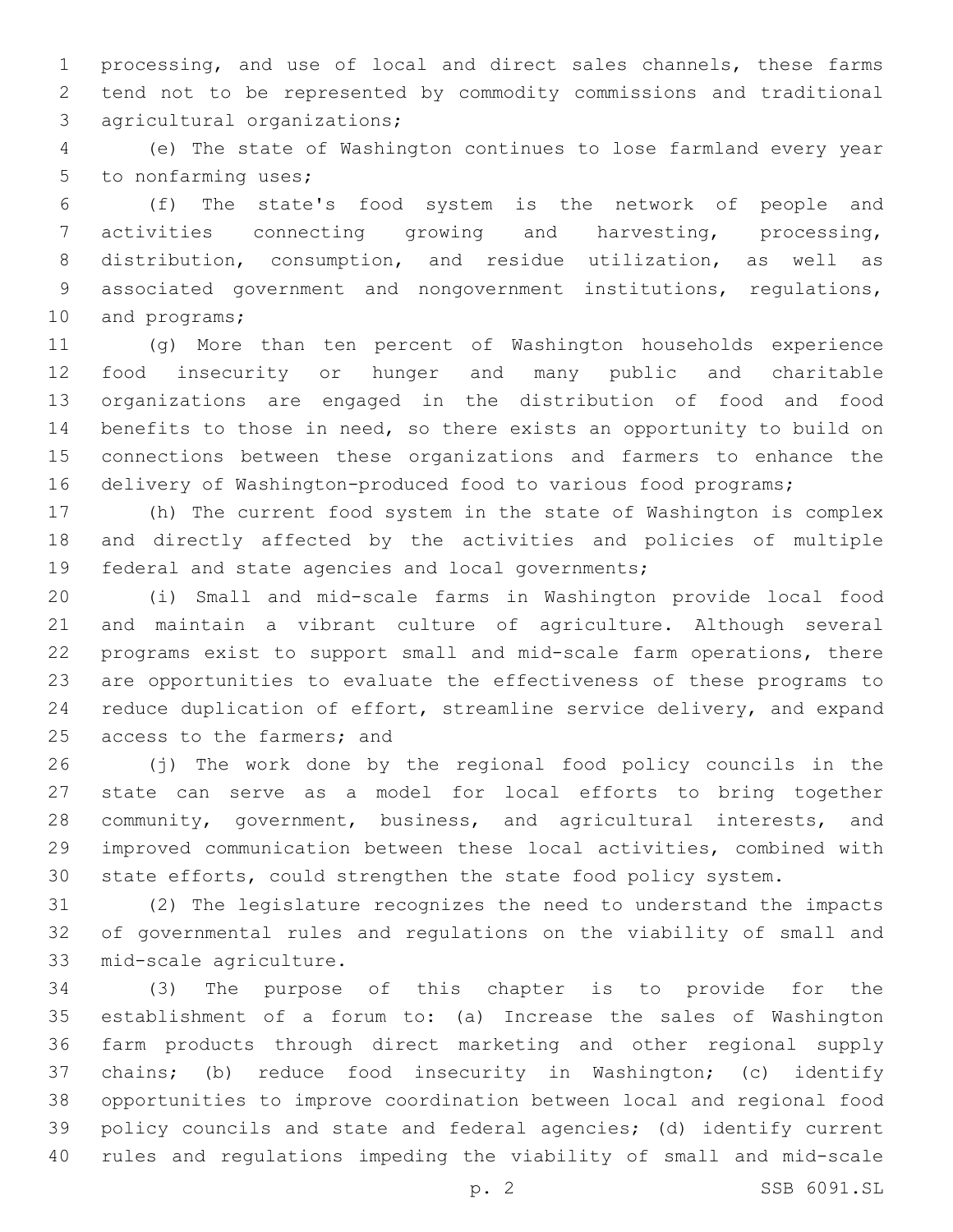processing, and use of local and direct sales channels, these farms tend not to be represented by commodity commissions and traditional agricultural organizations;

(e) The state of Washington continues to lose farmland every year to nonfarming uses;

(f) The state's food system is the network of people and activities connecting growing and harvesting, processing, distribution, consumption, and residue utilization, as well as associated government and nongovernment institutions, regulations, and programs;

(g) More than ten percent of Washington households experience food insecurity or hunger and many public and charitable organizations are engaged in the distribution of food and food benefits to those in need, so there exists an opportunity to build on connections between these organizations and farmers to enhance the delivery of Washington-produced food to various food programs;

(h) The current food system in the state of Washington is complex and directly affected by the activities and policies of multiple federal and state agencies and local governments;

(i) Small and mid-scale farms in Washington provide local food and maintain a vibrant culture of agriculture. Although several programs exist to support small and mid-scale farm operations, there are opportunities to evaluate the effectiveness of these programs to reduce duplication of effort, streamline service delivery, and expand access to the farmers; and

(j) The work done by the regional food policy councils in the state can serve as a model for local efforts to bring together community, government, business, and agricultural interests, and improved communication between these local activities, combined with state efforts, could strengthen the state food policy system.

(2) The legislature recognizes the need to understand the impacts of governmental rules and regulations on the viability of small and mid-scale agriculture.

(3) The purpose of this chapter is to provide for the establishment of a forum to: (a) Increase the sales of Washington farm products through direct marketing and other regional supply chains; (b) reduce food insecurity in Washington; (c) identify opportunities to improve coordination between local and regional food policy councils and state and federal agencies; (d) identify current rules and regulations impeding the viability of small and mid-scale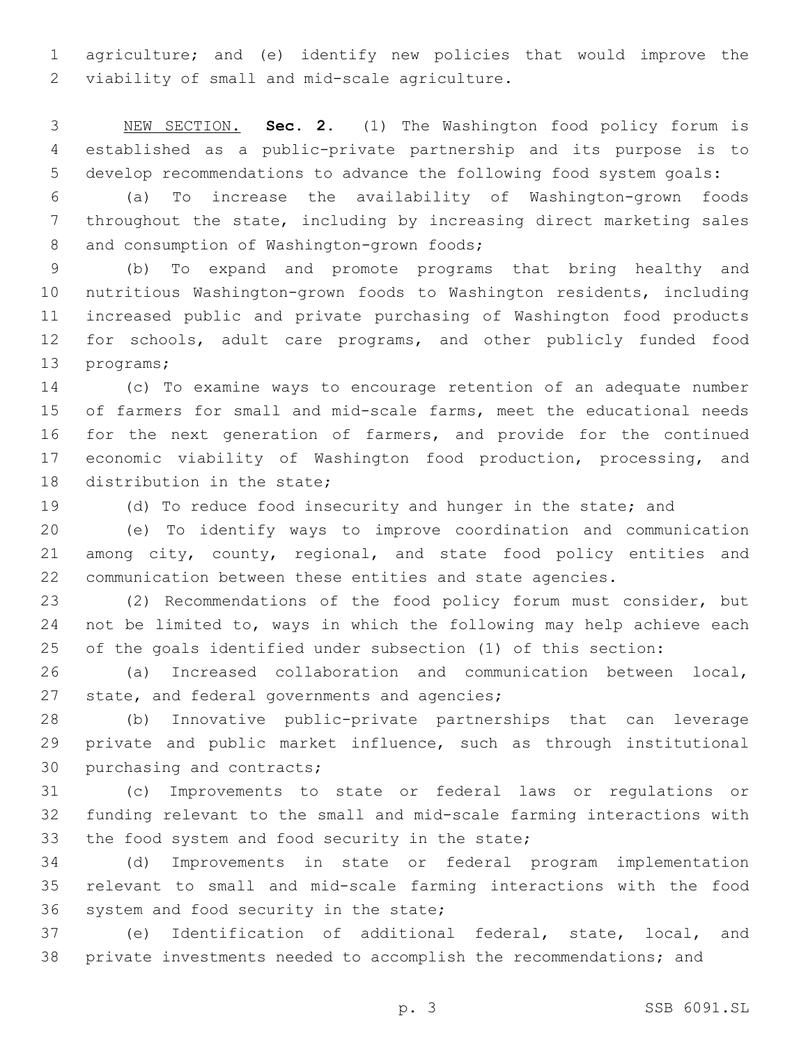agriculture; and (e) identify new policies that would improve the viability of small and mid-scale agriculture.

NEW SECTION. **Sec. 2.** (1) The Washington food policy forum is established as a public-private partnership and its purpose is to develop recommendations to advance the following food system goals:

(a) To increase the availability of Washington-grown foods throughout the state, including by increasing direct marketing sales and consumption of Washington-grown foods;

(b) To expand and promote programs that bring healthy and nutritious Washington-grown foods to Washington residents, including increased public and private purchasing of Washington food products for schools, adult care programs, and other publicly funded food programs;

(c) To examine ways to encourage retention of an adequate number of farmers for small and mid-scale farms, meet the educational needs for the next generation of farmers, and provide for the continued economic viability of Washington food production, processing, and distribution in the state;

(d) To reduce food insecurity and hunger in the state; and

(e) To identify ways to improve coordination and communication among city, county, regional, and state food policy entities and communication between these entities and state agencies.

(2) Recommendations of the food policy forum must consider, but not be limited to, ways in which the following may help achieve each of the goals identified under subsection (1) of this section:

(a) Increased collaboration and communication between local, state, and federal governments and agencies;

(b) Innovative public-private partnerships that can leverage private and public market influence, such as through institutional purchasing and contracts;

(c) Improvements to state or federal laws or regulations or funding relevant to the small and mid-scale farming interactions with the food system and food security in the state;

(d) Improvements in state or federal program implementation relevant to small and mid-scale farming interactions with the food system and food security in the state;

(e) Identification of additional federal, state, local, and private investments needed to accomplish the recommendations; and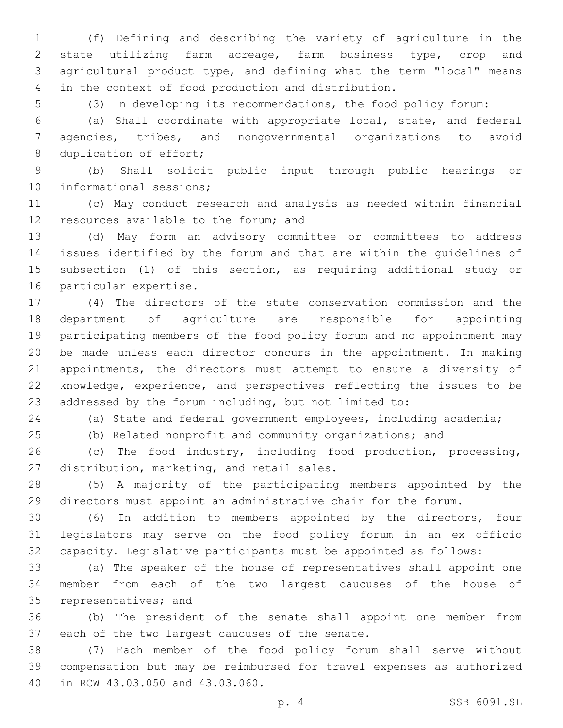(f) Defining and describing the variety of agriculture in the state utilizing farm acreage, farm business type, crop and agricultural product type, and defining what the term "local" means in the context of food production and distribution.

(3) In developing its recommendations, the food policy forum:

(a) Shall coordinate with appropriate local, state, and federal agencies, tribes, and nongovernmental organizations to avoid duplication of effort;

(b) Shall solicit public input through public hearings or informational sessions;

(c) May conduct research and analysis as needed within financial resources available to the forum; and

(d) May form an advisory committee or committees to address issues identified by the forum and that are within the guidelines of subsection (1) of this section, as requiring additional study or particular expertise.

(4) The directors of the state conservation commission and the department of agriculture are responsible for appointing participating members of the food policy forum and no appointment may be made unless each director concurs in the appointment. In making appointments, the directors must attempt to ensure a diversity of knowledge, experience, and perspectives reflecting the issues to be addressed by the forum including, but not limited to:

(a) State and federal government employees, including academia;

(b) Related nonprofit and community organizations; and

(c) The food industry, including food production, processing, distribution, marketing, and retail sales.

(5) A majority of the participating members appointed by the directors must appoint an administrative chair for the forum.

(6) In addition to members appointed by the directors, four legislators may serve on the food policy forum in an ex officio capacity. Legislative participants must be appointed as follows:

(a) The speaker of the house of representatives shall appoint one member from each of the two largest caucuses of the house of representatives; and

(b) The president of the senate shall appoint one member from each of the two largest caucuses of the senate.

(7) Each member of the food policy forum shall serve without compensation but may be reimbursed for travel expenses as authorized in RCW 43.03.050 and 43.03.060.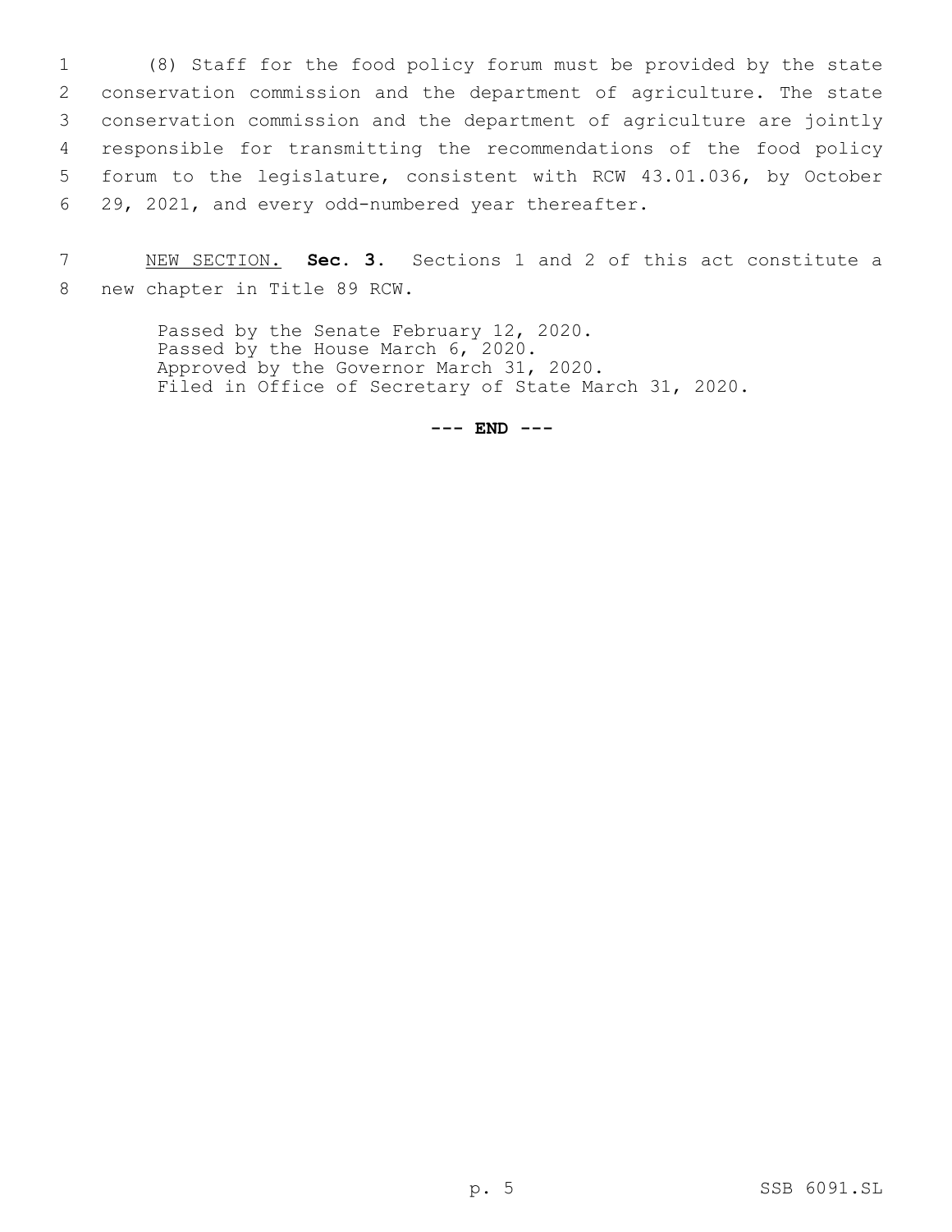(8) Staff for the food policy forum must be provided by the state conservation commission and the department of agriculture. The state conservation commission and the department of agriculture are jointly responsible for transmitting the recommendations of the food policy forum to the legislature, consistent with RCW 43.01.036, by October 29, 2021, and every odd-numbered year thereafter.

NEW SECTION. **Sec. 3.** Sections 1 and 2 of this act constitute a new chapter in Title 89 RCW.

Passed by the Senate February 12, 2020.
Passed by the House March 6, 2020.
Approved by the Governor March 31, 2020.
Filed in Office of Secretary of State March 31, 2020.

**--- END ---**